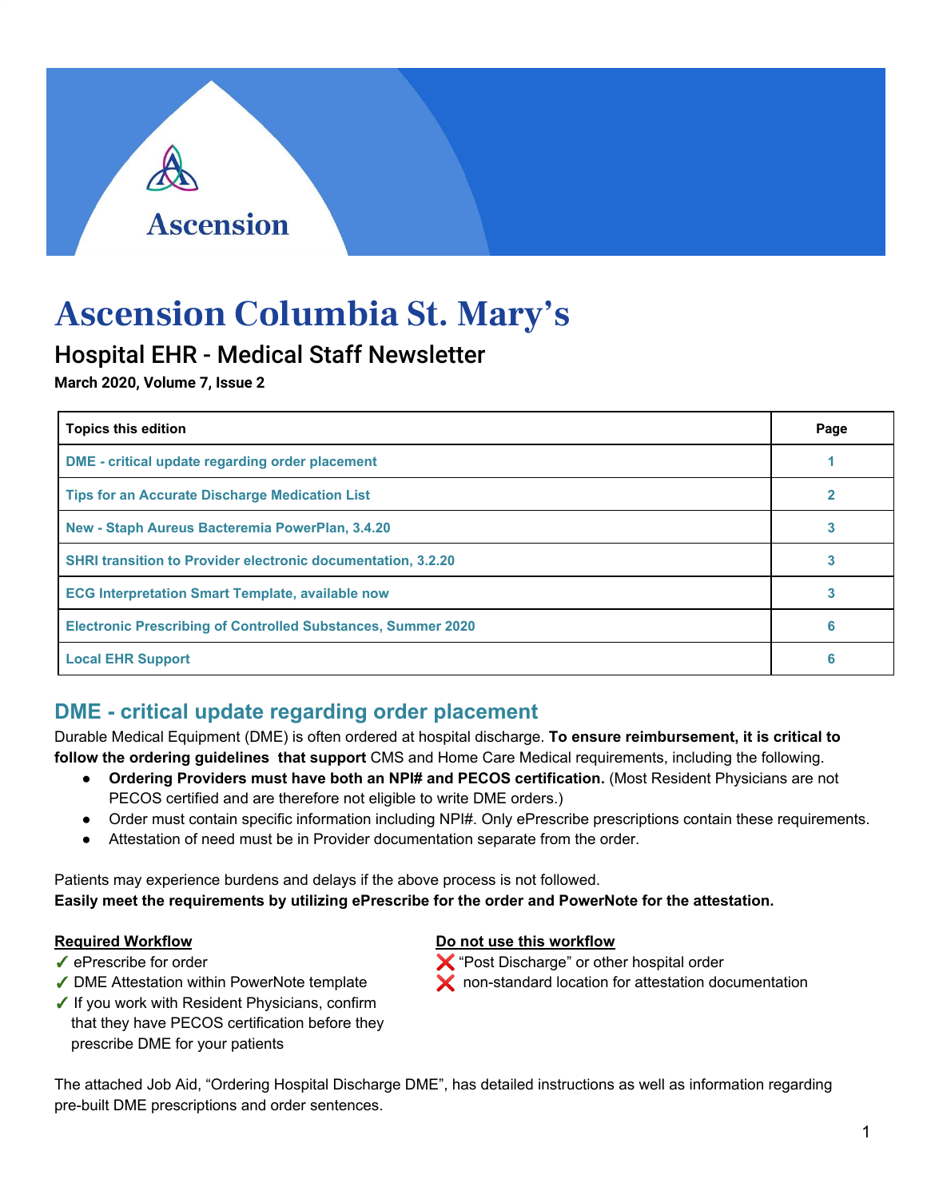Ascension

# Ascension Columbia St. Mary's

## Hospital EHR - Medical Staff Newsletter

**March 2020, Volume 7, Issue 2**

| Topics this edition | Page |
| --- | --- |
| DME - critical update regarding order placement | 1 |
| Tips for an Accurate Discharge Medication List | 2 |
| New - Staph Aureus Bacteremia PowerPlan, 3.4.20 | 3 |
| SHRI transition to Provider electronic documentation, 3.2.20 | 3 |
| ECG Interpretation Smart Template, available now | 3 |
| Electronic Prescribing of Controlled Substances, Summer 2020 | 6 |
| Local EHR Support | 6 |

## DME - critical update regarding order placement

Durable Medical Equipment (DME) is often ordered at hospital discharge. **To ensure reimbursement, it is critical to follow the ordering guidelines that support** CMS and Home Care Medical requirements, including the following.

- **Ordering Providers must have both an NPI# and PECOS certification.** (Most Resident Physicians are not PECOS certified and are therefore not eligible to write DME orders.)
- Order must contain specific information including NPI#. Only ePrescribe prescriptions contain these requirements.
- Attestation of need must be in Provider documentation separate from the order.

Patients may experience burdens and delays if the above process is not followed.
**Easily meet the requirements by utilizing ePrescribe for the order and PowerNote for the attestation.**

**Required Workflow**

✓ ePrescribe for order
✓ DME Attestation within PowerNote template
✓ If you work with Resident Physicians, confirm that they have PECOS certification before they prescribe DME for your patients

**Do not use this workflow**

❌ "Post Discharge" or other hospital order
❌ non-standard location for attestation documentation

The attached Job Aid, "Ordering Hospital Discharge DME", has detailed instructions as well as information regarding pre-built DME prescriptions and order sentences.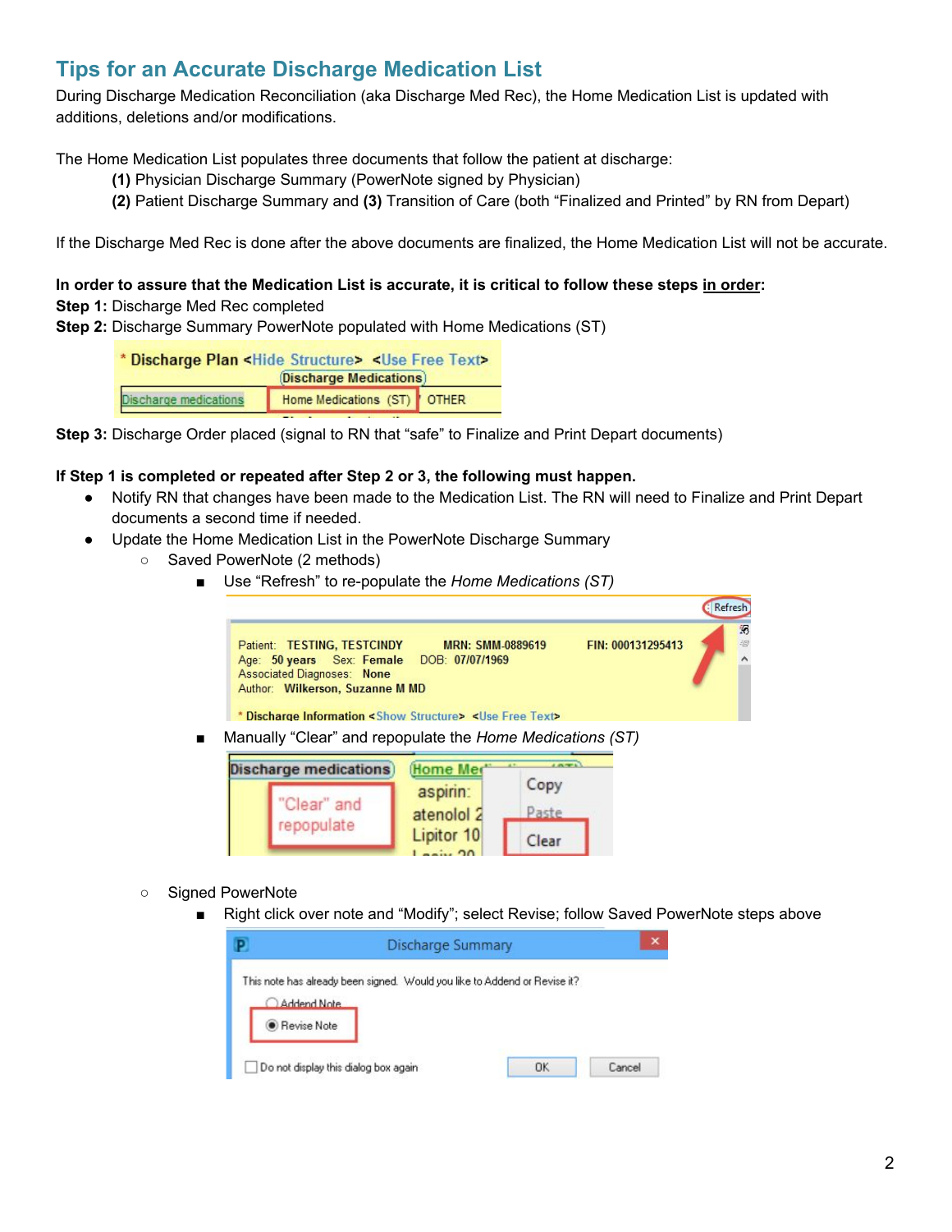## Tips for an Accurate Discharge Medication List

During Discharge Medication Reconciliation (aka Discharge Med Rec), the Home Medication List is updated with additions, deletions and/or modifications.

The Home Medication List populates three documents that follow the patient at discharge:

**(1)** Physician Discharge Summary (PowerNote signed by Physician)

**(2)** Patient Discharge Summary and **(3)** Transition of Care (both "Finalized and Printed" by RN from Depart)

If the Discharge Med Rec is done after the above documents are finalized, the Home Medication List will not be accurate.

**In order to assure that the Medication List is accurate, it is critical to follow these steps in order:**

**Step 1:** Discharge Med Rec completed

**Step 2:** Discharge Summary PowerNote populated with Home Medications (ST)

**Step 3:** Discharge Order placed (signal to RN that "safe" to Finalize and Print Depart documents)

**If Step 1 is completed or repeated after Step 2 or 3, the following must happen.**

- Notify RN that changes have been made to the Medication List. The RN will need to Finalize and Print Depart documents a second time if needed.
- Update the Home Medication List in the PowerNote Discharge Summary
  - Saved PowerNote (2 methods)
    - Use "Refresh" to re-populate the *Home Medications (ST)*
    - Manually "Clear" and repopulate the *Home Medications (ST)*
  - Signed PowerNote
    - Right click over note and "Modify"; select Revise; follow Saved PowerNote steps above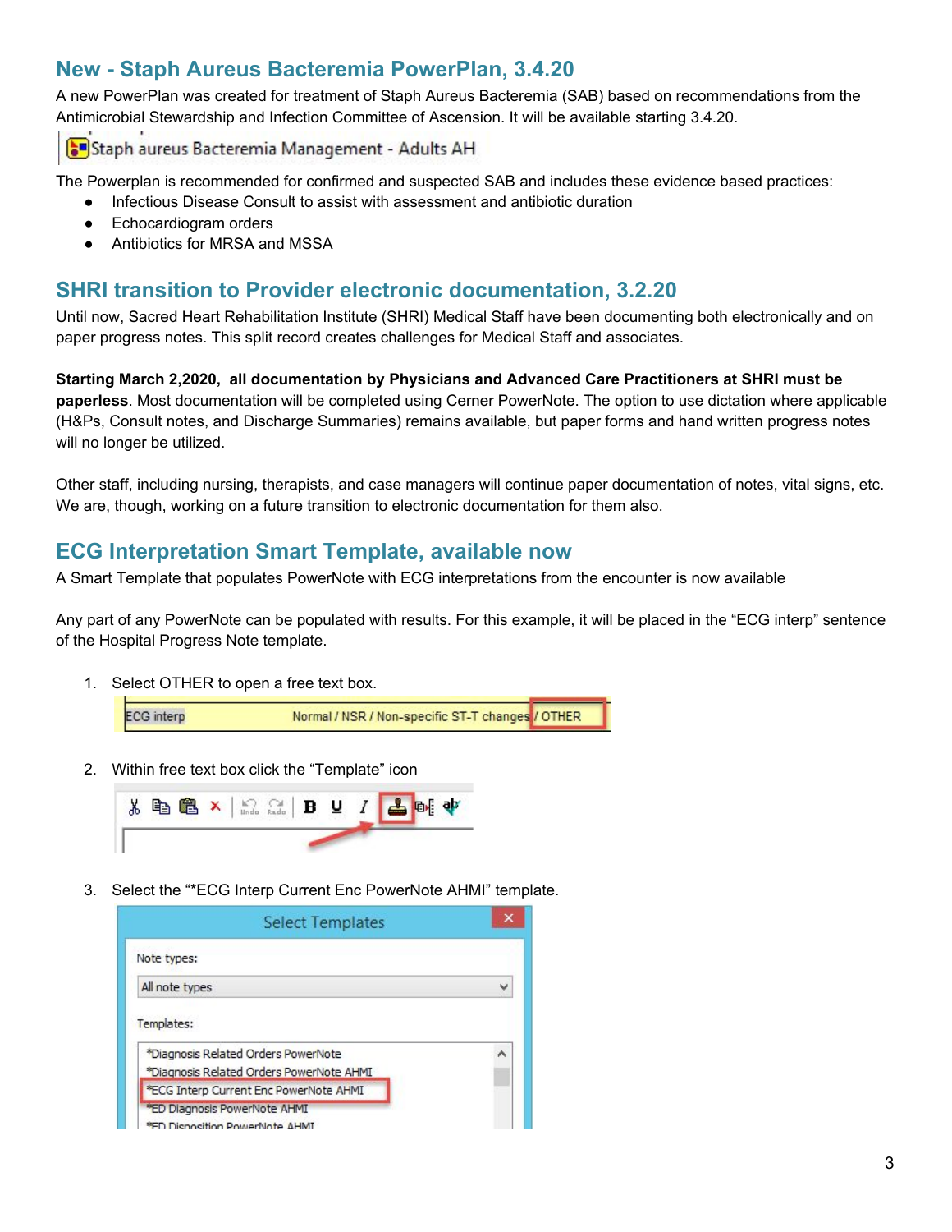## New - Staph Aureus Bacteremia PowerPlan, 3.4.20

A new PowerPlan was created for treatment of Staph Aureus Bacteremia (SAB) based on recommendations from the Antimicrobial Stewardship and Infection Committee of Ascension. It will be available starting 3.4.20.

Staph aureus Bacteremia Management - Adults AH

The Powerplan is recommended for confirmed and suspected SAB and includes these evidence based practices:

- Infectious Disease Consult to assist with assessment and antibiotic duration
- Echocardiogram orders
- Antibiotics for MRSA and MSSA

## SHRI transition to Provider electronic documentation, 3.2.20

Until now, Sacred Heart Rehabilitation Institute (SHRI) Medical Staff have been documenting both electronically and on paper progress notes. This split record creates challenges for Medical Staff and associates.

**Starting March 2,2020, all documentation by Physicians and Advanced Care Practitioners at SHRI must be paperless**. Most documentation will be completed using Cerner PowerNote. The option to use dictation where applicable (H&Ps, Consult notes, and Discharge Summaries) remains available, but paper forms and hand written progress notes will no longer be utilized.

Other staff, including nursing, therapists, and case managers will continue paper documentation of notes, vital signs, etc. We are, though, working on a future transition to electronic documentation for them also.

## ECG Interpretation Smart Template, available now

A Smart Template that populates PowerNote with ECG interpretations from the encounter is now available

Any part of any PowerNote can be populated with results. For this example, it will be placed in the "ECG interp" sentence of the Hospital Progress Note template.

1. Select OTHER to open a free text box.

   ECG interp Normal / NSR / Non-specific ST-T changes / OTHER

2. Within free text box click the "Template" icon

3. Select the "*ECG Interp Current Enc PowerNote AHMI" template.

   Select Templates

   Note types:

   All note types

   Templates:

   *Diagnosis Related Orders PowerNote
   *Diagnosis Related Orders PowerNote AHMI
   *ECG Interp Current Enc PowerNote AHMI
   *ED Diagnosis PowerNote AHMI
   *ED Disposition PowerNote AHMI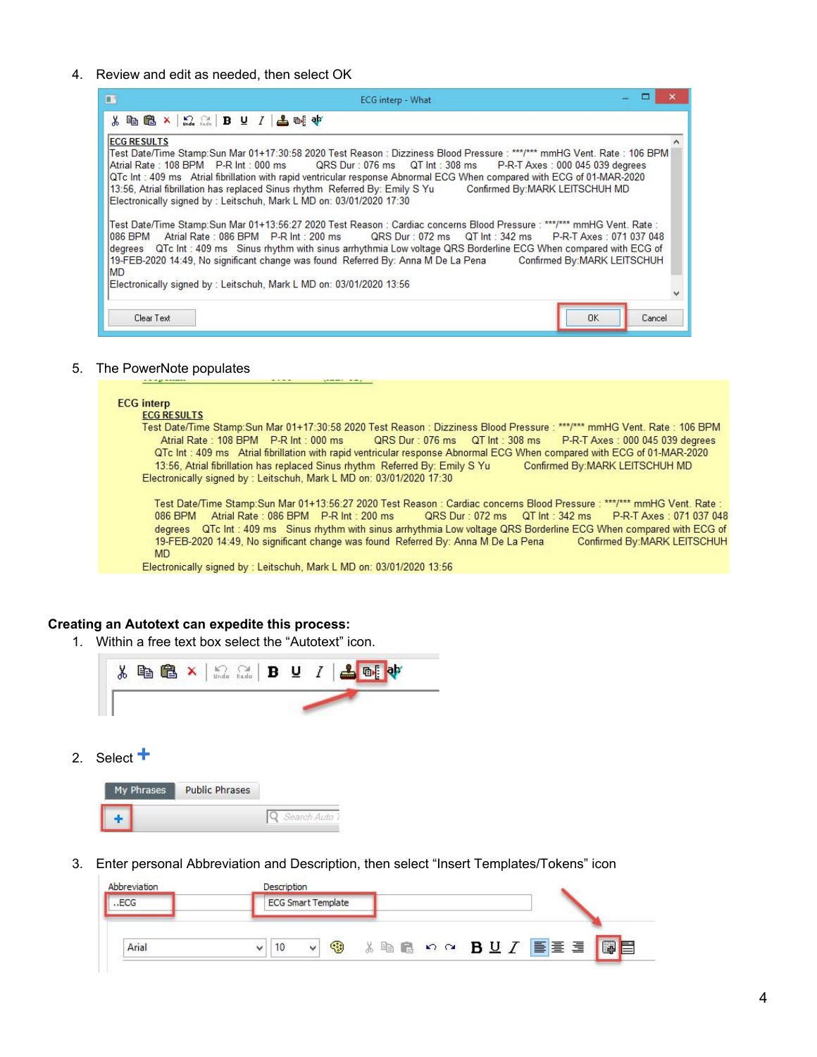4. Review and edit as needed, then select OK

ECG interp - What

**ECG RESULTS**
Test Date/Time Stamp:Sun Mar 01+17:30:58 2020 Test Reason : Dizziness Blood Pressure : ***/*** mmHG Vent. Rate : 106 BPM Atrial Rate : 108 BPM P-R Int : 000 ms QRS Dur : 076 ms QT Int : 308 ms P-R-T Axes : 000 045 039 degrees QTc Int : 409 ms Atrial fibrillation with rapid ventricular response Abnormal ECG When compared with ECG of 01-MAR-2020 13:56, Atrial fibrillation has replaced Sinus rhythm Referred By: Emily S Yu Confirmed By:MARK LEITSCHUH MD
Electronically signed by : Leitschuh, Mark L MD on: 03/01/2020 17:30

Test Date/Time Stamp:Sun Mar 01+13:56:27 2020 Test Reason : Cardiac concerns Blood Pressure : ***/*** mmHG Vent. Rate : 086 BPM Atrial Rate : 086 BPM P-R Int : 200 ms QRS Dur : 072 ms QT Int : 342 ms P-R-T Axes : 071 037 048 degrees QTc Int : 409 ms Sinus rhythm with sinus arrhythmia Low voltage QRS Borderline ECG When compared with ECG of 19-FEB-2020 14:49, No significant change was found Referred By: Anna M De La Pena Confirmed By:MARK LEITSCHUH MD
Electronically signed by : Leitschuh, Mark L MD on: 03/01/2020 13:56

Clear Text | OK | Cancel

5. The PowerNote populates

ECG interp
**ECG RESULTS**
Test Date/Time Stamp:Sun Mar 01+17:30:58 2020 Test Reason : Dizziness Blood Pressure : ***/*** mmHG Vent. Rate : 106 BPM Atrial Rate : 108 BPM P-R Int : 000 ms QRS Dur : 076 ms QT Int : 308 ms P-R-T Axes : 000 045 039 degrees QTc Int : 409 ms Atrial fibrillation with rapid ventricular response Abnormal ECG When compared with ECG of 01-MAR-2020 13:56, Atrial fibrillation has replaced Sinus rhythm Referred By: Emily S Yu Confirmed By:MARK LEITSCHUH MD
Electronically signed by : Leitschuh, Mark L MD on: 03/01/2020 17:30

Test Date/Time Stamp:Sun Mar 01+13:56:27 2020 Test Reason : Cardiac concerns Blood Pressure : ***/*** mmHG Vent. Rate : 086 BPM Atrial Rate : 086 BPM P-R Int : 200 ms QRS Dur : 072 ms QT Int : 342 ms P-R-T Axes : 071 037 048 degrees QTc Int : 409 ms Sinus rhythm with sinus arrhythmia Low voltage QRS Borderline ECG When compared with ECG of 19-FEB-2020 14:49, No significant change was found Referred By: Anna M De La Pena Confirmed By:MARK LEITSCHUH MD
Electronically signed by : Leitschuh, Mark L MD on: 03/01/2020 13:56

**Creating an Autotext can expedite this process:**

1. Within a free text box select the "Autotext" icon.
2. Select +

   My Phrases | Public Phrases

3. Enter personal Abbreviation and Description, then select "Insert Templates/Tokens" icon

   Abbreviation: ..ECG
   Description: ECG Smart Template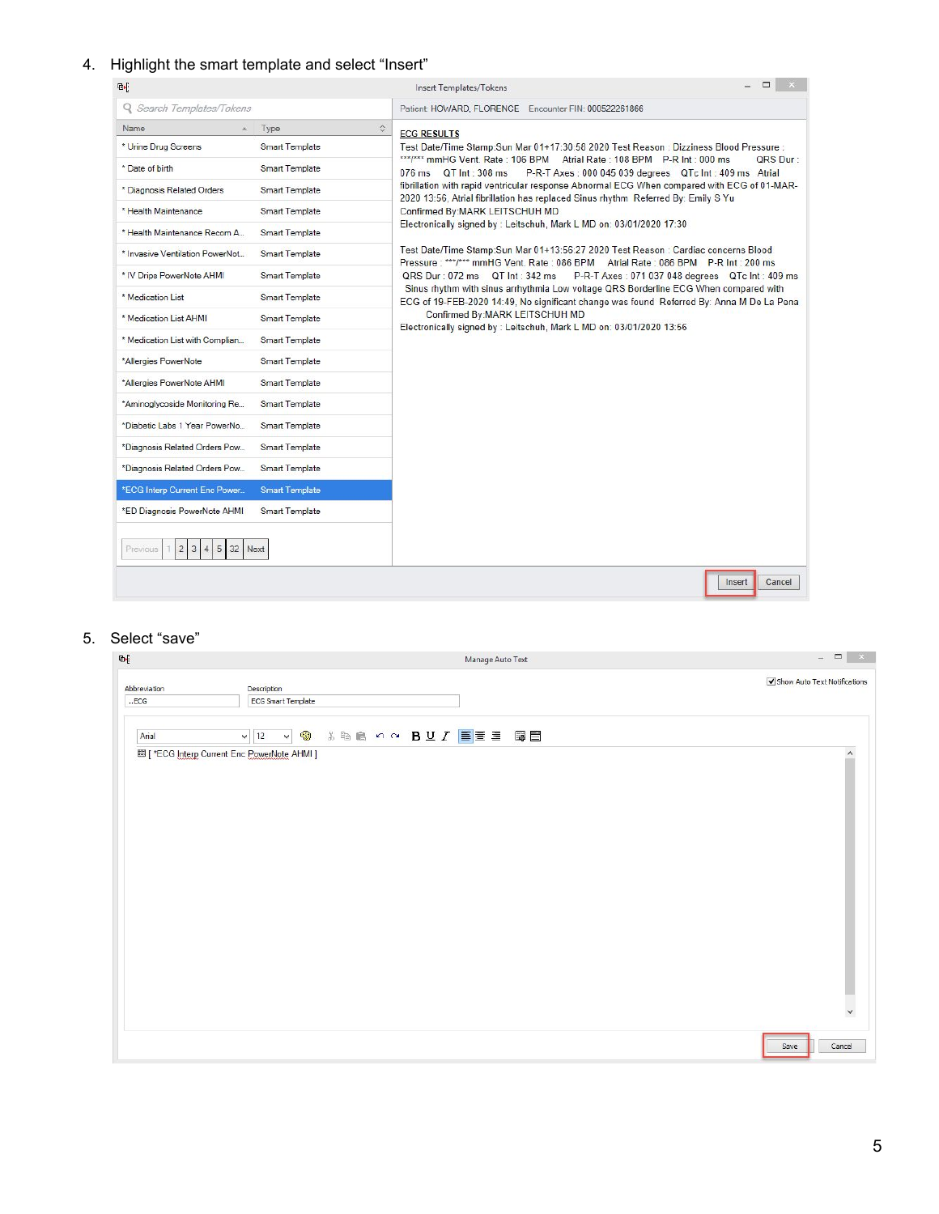4. Highlight the smart template and select "Insert"

5. Select "save"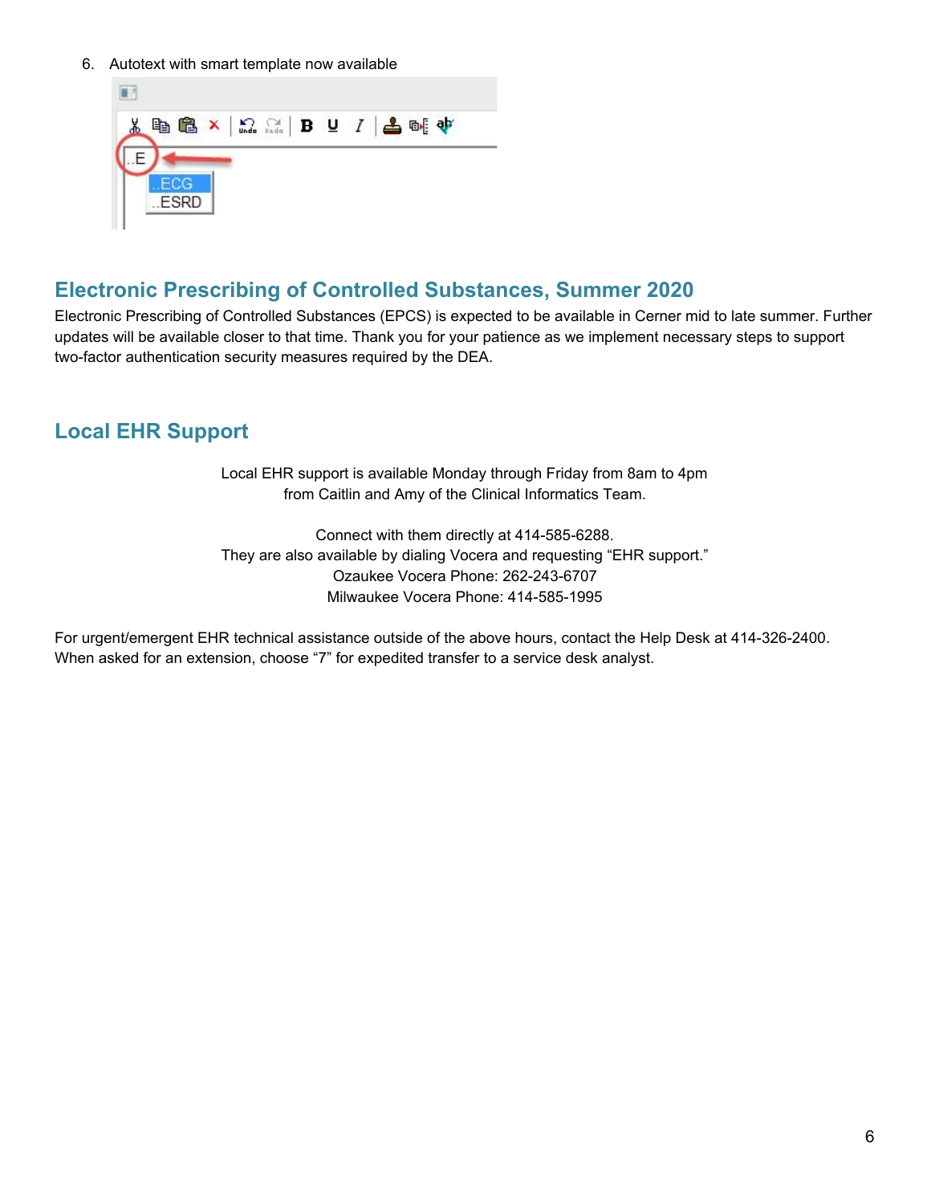6. Autotext with smart template now available

## Electronic Prescribing of Controlled Substances, Summer 2020

Electronic Prescribing of Controlled Substances (EPCS) is expected to be available in Cerner mid to late summer. Further updates will be available closer to that time. Thank you for your patience as we implement necessary steps to support two-factor authentication security measures required by the DEA.

## Local EHR Support

Local EHR support is available Monday through Friday from 8am to 4pm from Caitlin and Amy of the Clinical Informatics Team.

Connect with them directly at 414-585-6288.
They are also available by dialing Vocera and requesting "EHR support."
Ozaukee Vocera Phone: 262-243-6707
Milwaukee Vocera Phone: 414-585-1995

For urgent/emergent EHR technical assistance outside of the above hours, contact the Help Desk at 414-326-2400. When asked for an extension, choose "7" for expedited transfer to a service desk analyst.